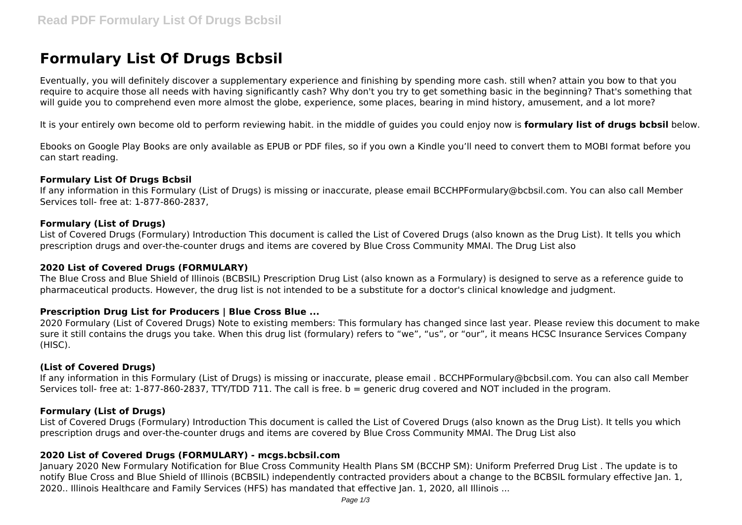# Formulary List Of Drugs Bcbsil

Eventually, you will definitely discover a supplementary experience and finishing by spending more cash. still when? attain you bow to that you require to acquire those all needs with having significantly cash? Why don't you try to get something basic in the beginning? That's something that will guide you to comprehend even more almost the globe, experience, some places, bearing in mind history, amusement, and a lot more?

It is your entirely own become old to perform reviewing habit. in the middle of guides you could enjoy now is **formulary list of drugs bcbsil** below.

Ebooks on Google Play Books are only available as EPUB or PDF files, so if you own a Kindle you'll need to convert them to MOBI format before you can start reading.

### Formulary List Of Drugs Bcbsil

If any information in this Formulary (List of Drugs) is missing or inaccurate, please email BCCHPFormulary@bcbsil.com. You can also call Member Services toll- free at: 1-877-860-2837,

### Formulary (List of Drugs)

List of Covered Drugs (Formulary) Introduction This document is called the List of Covered Drugs (also known as the Drug List). It tells you which prescription drugs and over-the-counter drugs and items are covered by Blue Cross Community MMAI. The Drug List also

### 2020 List of Covered Drugs (FORMULARY)

The Blue Cross and Blue Shield of Illinois (BCBSIL) Prescription Drug List (also known as a Formulary) is designed to serve as a reference guide to pharmaceutical products. However, the drug list is not intended to be a substitute for a doctor's clinical knowledge and judgment.

### Prescription Drug List for Producers | Blue Cross Blue ...

2020 Formulary (List of Covered Drugs) Note to existing members: This formulary has changed since last year. Please review this document to make sure it still contains the drugs you take. When this drug list (formulary) refers to "we", "us", or "our", it means HCSC Insurance Services Company (HISC).

### (List of Covered Drugs)

If any information in this Formulary (List of Drugs) is missing or inaccurate, please email . BCCHPFormulary@bcbsil.com. You can also call Member Services toll- free at: 1-877-860-2837, TTY/TDD 711. The call is free. b = generic drug covered and NOT included in the program.

### Formulary (List of Drugs)

List of Covered Drugs (Formulary) Introduction This document is called the List of Covered Drugs (also known as the Drug List). It tells you which prescription drugs and over-the-counter drugs and items are covered by Blue Cross Community MMAI. The Drug List also

### 2020 List of Covered Drugs (FORMULARY) - mcgs.bcbsil.com

January 2020 New Formulary Notification for Blue Cross Community Health Plans SM (BCCHP SM): Uniform Preferred Drug List . The update is to notify Blue Cross and Blue Shield of Illinois (BCBSIL) independently contracted providers about a change to the BCBSIL formulary effective Jan. 1, 2020.. Illinois Healthcare and Family Services (HFS) has mandated that effective Jan. 1, 2020, all Illinois ...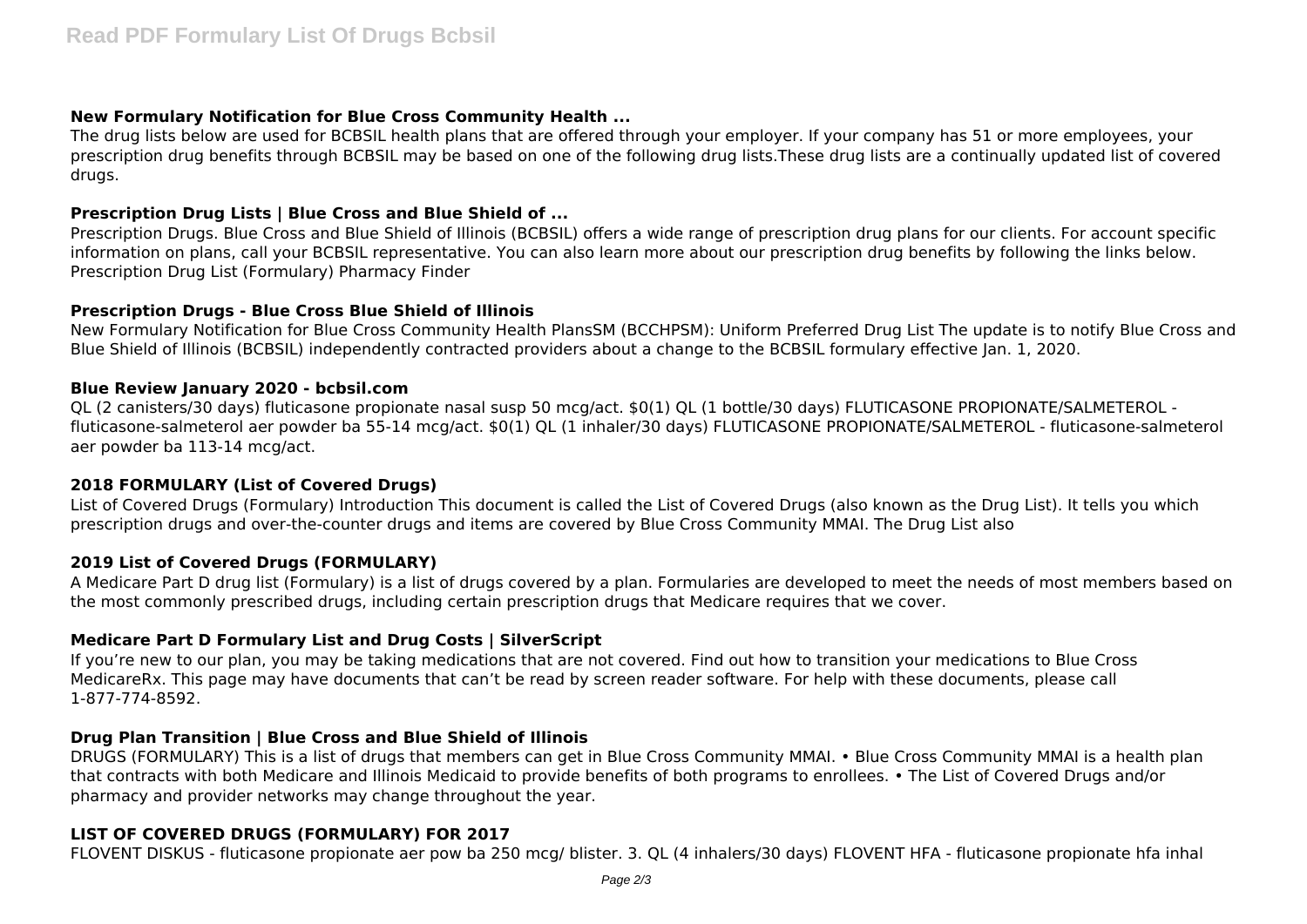### New Formulary Notification for Blue Cross Community Health ...

The drug lists below are used for BCBSIL health plans that are offered through your employer. If your company has 51 or more employees, your prescription drug benefits through BCBSIL may be based on one of the following drug lists.These drug lists are a continually updated list of covered drugs.

### Prescription Drug Lists | Blue Cross and Blue Shield of ...

Prescription Drugs. Blue Cross and Blue Shield of Illinois (BCBSIL) offers a wide range of prescription drug plans for our clients. For account specific information on plans, call your BCBSIL representative. You can also learn more about our prescription drug benefits by following the links below. Prescription Drug List (Formulary) Pharmacy Finder

### Prescription Drugs - Blue Cross Blue Shield of Illinois

New Formulary Notification for Blue Cross Community Health PlansSM (BCCHPSM): Uniform Preferred Drug List The update is to notify Blue Cross and Blue Shield of Illinois (BCBSIL) independently contracted providers about a change to the BCBSIL formulary effective Jan. 1, 2020.

### Blue Review January 2020 - bcbsil.com

QL (2 canisters/30 days) fluticasone propionate nasal susp 50 mcg/act. $0(1) QL (1 bottle/30 days) FLUTICASONE PROPIONATE/SALMETEROL - fluticasone-salmeterol aer powder ba 55-14 mcg/act. $0(1) QL (1 inhaler/30 days) FLUTICASONE PROPIONATE/SALMETEROL - fluticasone-salmeterol aer powder ba 113-14 mcg/act.

### 2018 FORMULARY (List of Covered Drugs)

List of Covered Drugs (Formulary) Introduction This document is called the List of Covered Drugs (also known as the Drug List). It tells you which prescription drugs and over-the-counter drugs and items are covered by Blue Cross Community MMAI. The Drug List also

### 2019 List of Covered Drugs (FORMULARY)

A Medicare Part D drug list (Formulary) is a list of drugs covered by a plan. Formularies are developed to meet the needs of most members based on the most commonly prescribed drugs, including certain prescription drugs that Medicare requires that we cover.

### Medicare Part D Formulary List and Drug Costs | SilverScript

If you're new to our plan, you may be taking medications that are not covered. Find out how to transition your medications to Blue Cross MedicareRx. This page may have documents that can't be read by screen reader software. For help with these documents, please call 1-877-774-8592.

### Drug Plan Transition | Blue Cross and Blue Shield of Illinois

DRUGS (FORMULARY) This is a list of drugs that members can get in Blue Cross Community MMAI. • Blue Cross Community MMAI is a health plan that contracts with both Medicare and Illinois Medicaid to provide benefits of both programs to enrollees. • The List of Covered Drugs and/or pharmacy and provider networks may change throughout the year.

### LIST OF COVERED DRUGS (FORMULARY) FOR 2017

FLOVENT DISKUS - fluticasone propionate aer pow ba 250 mcg/ blister. 3. QL (4 inhalers/30 days) FLOVENT HFA - fluticasone propionate hfa inhal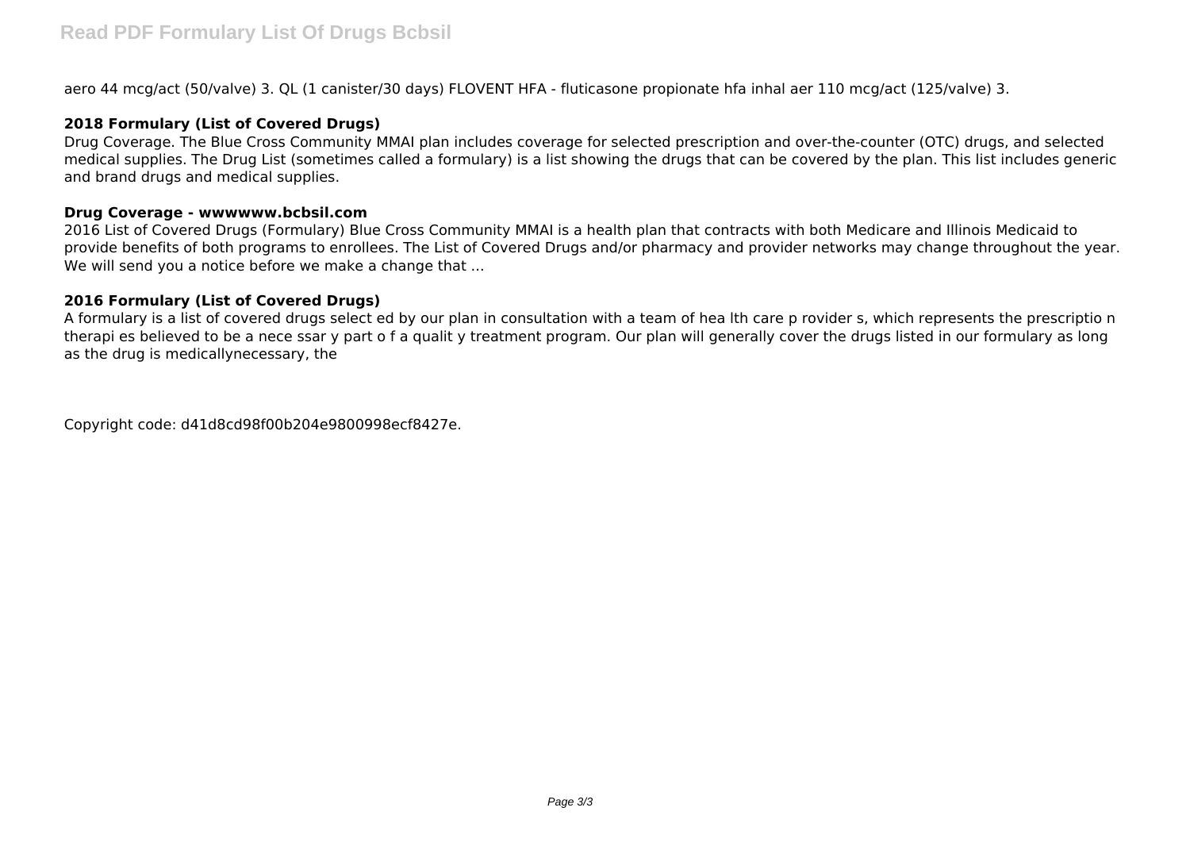aero 44 mcg/act (50/valve) 3. QL (1 canister/30 days) FLOVENT HFA - fluticasone propionate hfa inhal aer 110 mcg/act (125/valve) 3.

**2018 Formulary (List of Covered Drugs)**

Drug Coverage. The Blue Cross Community MMAI plan includes coverage for selected prescription and over-the-counter (OTC) drugs, and selected medical supplies. The Drug List (sometimes called a formulary) is a list showing the drugs that can be covered by the plan. This list includes generic and brand drugs and medical supplies.

**Drug Coverage - wwwwww.bcbsil.com**

2016 List of Covered Drugs (Formulary) Blue Cross Community MMAI is a health plan that contracts with both Medicare and Illinois Medicaid to provide benefits of both programs to enrollees. The List of Covered Drugs and/or pharmacy and provider networks may change throughout the year. We will send you a notice before we make a change that ...

**2016 Formulary (List of Covered Drugs)**

A formulary is a list of covered drugs select ed by our plan in consultation with a team of hea lth care p rovider s, which represents the prescriptio n therapi es believed to be a nece ssar y part o f a qualit y treatment program. Our plan will generally cover the drugs listed in our formulary as long as the drug is medicallynecessary, the

Copyright code: d41d8cd98f00b204e9800998ecf8427e.